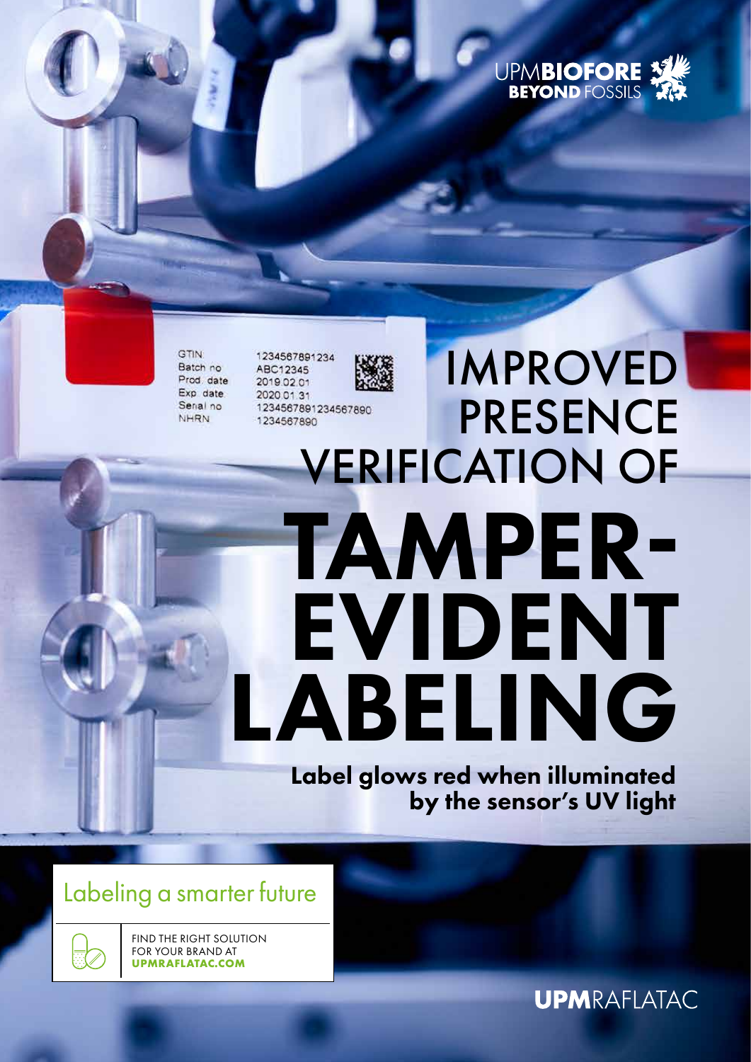UPM**BIOFORE**
**BEYOND** FOSSILS

GTIN 1234567891234
Batch no ABC12345
Prod. date 2019.02.01
Exp. date 2020.01.31
Serial no 12345678912345678​90
NHRN 1234567890

# IMPROVED PRESENCE VERIFICATION OF

# TAMPER-EVIDENT LABELING

**Label glows red when illuminated by the sensor's UV light**

## Labeling a smarter future

FIND THE RIGHT SOLUTION FOR YOUR BRAND AT **UPMRAFLATAC.COM**

**UPM**RAFLATAC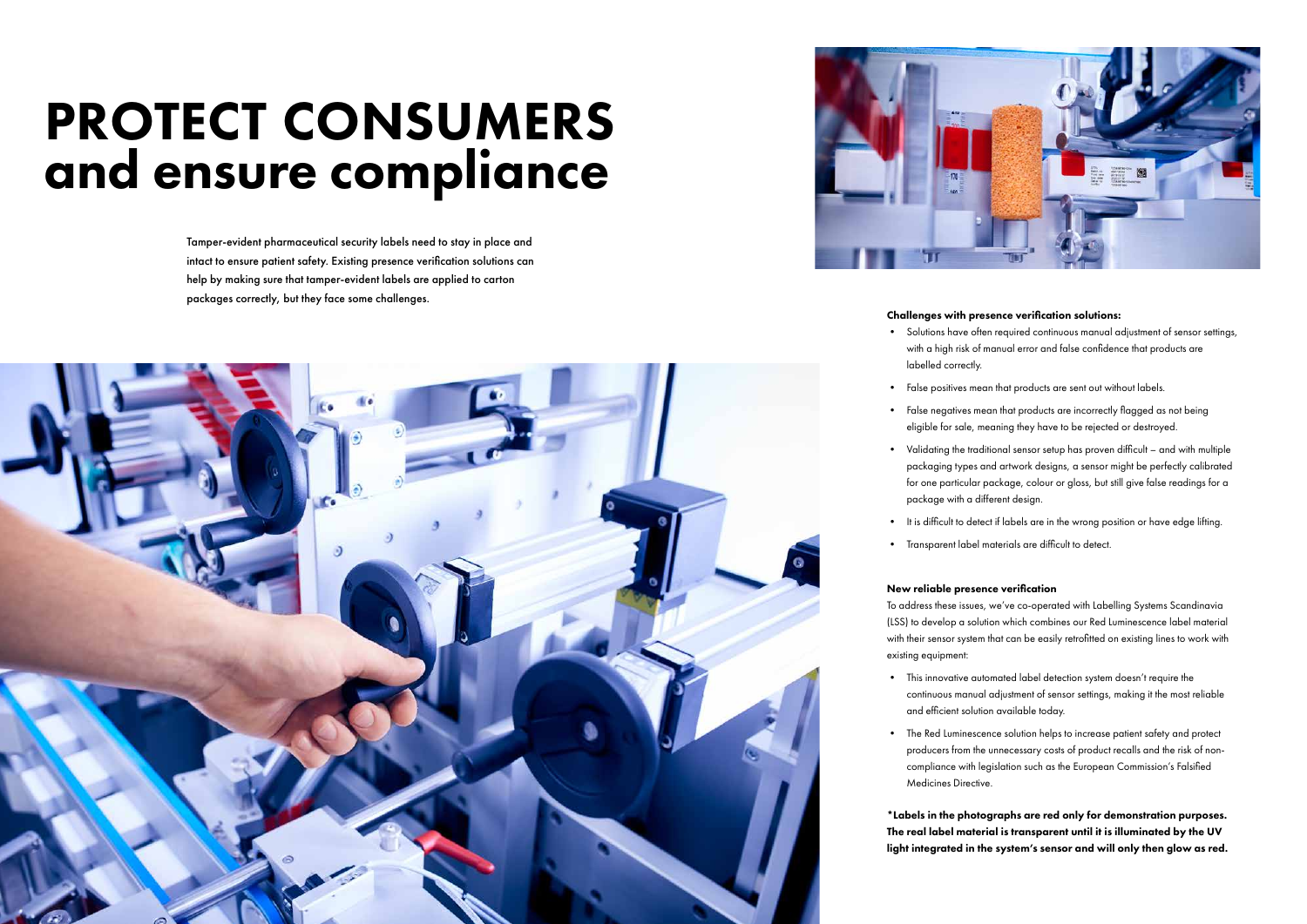# PROTECT CONSUMERS and ensure compliance

Tamper-evident pharmaceutical security labels need to stay in place and intact to ensure patient safety. Existing presence verification solutions can help by making sure that tamper-evident labels are applied to carton packages correctly, but they face some challenges.

**Challenges with presence verification solutions:**

- Solutions have often required continuous manual adjustment of sensor settings, with a high risk of manual error and false confidence that products are labelled correctly.
- False positives mean that products are sent out without labels.
- False negatives mean that products are incorrectly flagged as not being eligible for sale, meaning they have to be rejected or destroyed.
- Validating the traditional sensor setup has proven difficult – and with multiple packaging types and artwork designs, a sensor might be perfectly calibrated for one particular package, colour or gloss, but still give false readings for a package with a different design.
- It is difficult to detect if labels are in the wrong position or have edge lifting.
- Transparent label materials are difficult to detect.

**New reliable presence verification**

To address these issues, we've co-operated with Labelling Systems Scandinavia (LSS) to develop a solution which combines our Red Luminescence label material with their sensor system that can be easily retrofitted on existing lines to work with existing equipment:

- This innovative automated label detection system doesn't require the continuous manual adjustment of sensor settings, making it the most reliable and efficient solution available today.
- The Red Luminescence solution helps to increase patient safety and protect producers from the unnecessary costs of product recalls and the risk of non-compliance with legislation such as the European Commission's Falsified Medicines Directive.

**\*Labels in the photographs are red only for demonstration purposes. The real label material is transparent until it is illuminated by the UV light integrated in the system's sensor and will only then glow as red.**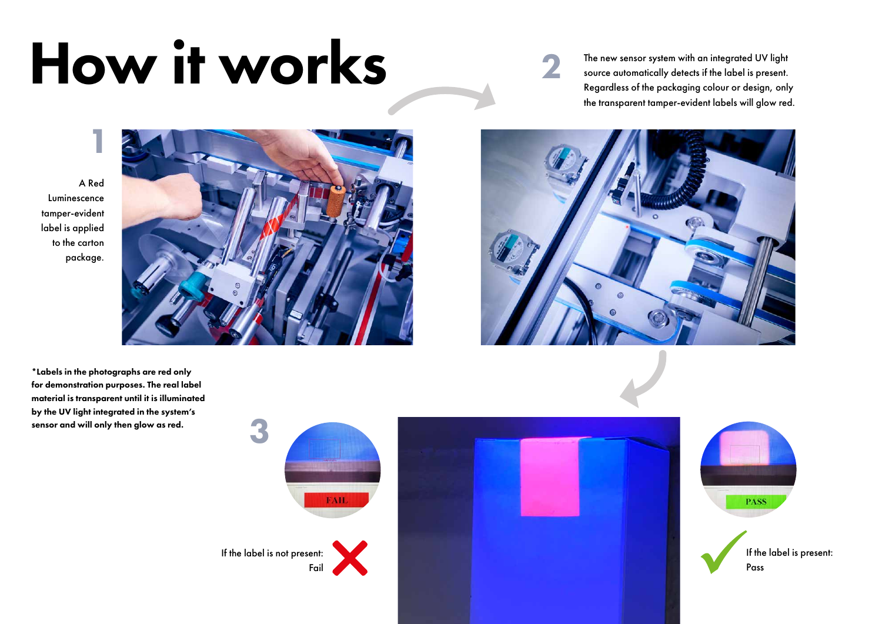# How it works

**1**

A Red Luminescence tamper-evident label is applied to the carton package.

**2**

The new sensor system with an integrated UV light source automatically detects if the label is present. Regardless of the packaging colour or design, only the transparent tamper-evident labels will glow red.

**3**

If the label is not present: Fail

If the label is present: Pass

**\*Labels in the photographs are red only for demonstration purposes. The real label material is transparent until it is illuminated by the UV light integrated in the system's sensor and will only then glow as red.**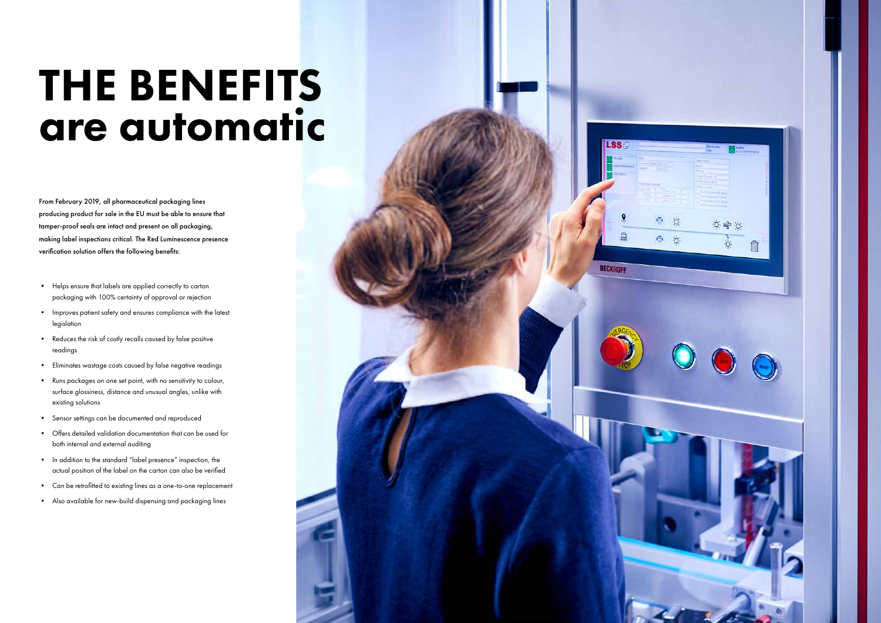# THE BENEFITS are automatic

From February 2019, all pharmaceutical packaging lines producing product for sale in the EU must be able to ensure that tamper-proof seals are intact and present on all packaging, making label inspections critical. The Red Luminescence presence verification solution offers the following benefits:

- Helps ensure that labels are applied correctly to carton packaging with 100% certainty of approval or rejection
- Improves patient safety and ensures compliance with the latest legislation
- Reduces the risk of costly recalls caused by false positive readings
- Eliminates wastage costs caused by false negative readings
- Runs packages on one set point, with no sensitivity to colour, surface glossiness, distance and unusual angles, unlike with existing solutions
- Sensor settings can be documented and reproduced
- Offers detailed validation documentation that can be used for both internal and external auditing
- In addition to the standard "label presence" inspection, the actual position of the label on the carton can also be verified
- Can be retrofitted to existing lines as a one-to-one replacement
- Also available for new-build dispensing and packaging lines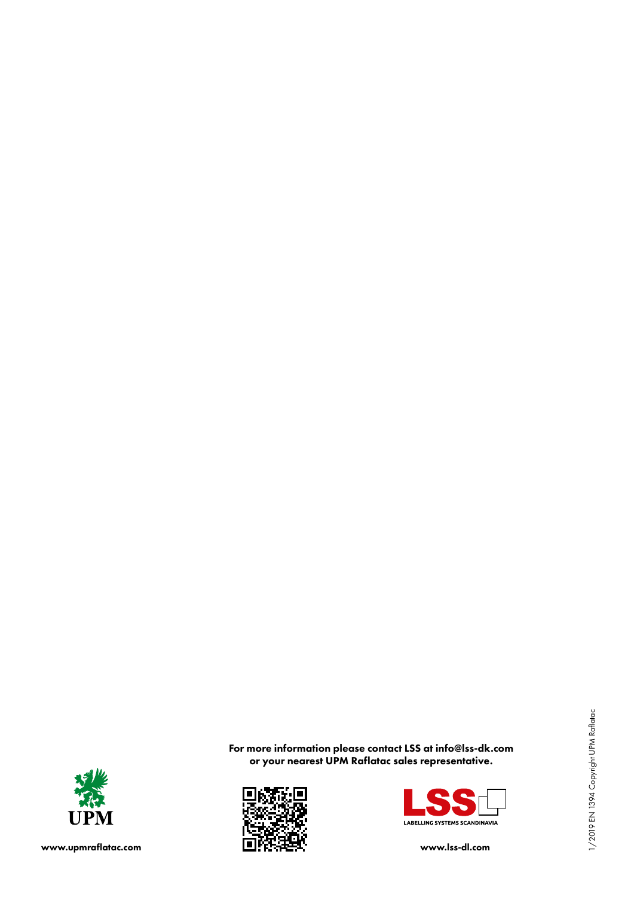**For more information please contact LSS at info@lss-dk.com or your nearest UPM Raflatac sales representative.**

UPM

LSS
LABELLING SYSTEMS SCANDINAVIA

www.upmraflatac.com

www.lss-dl.com

1/2019 EN 1394 Copyright UPM Raflatac